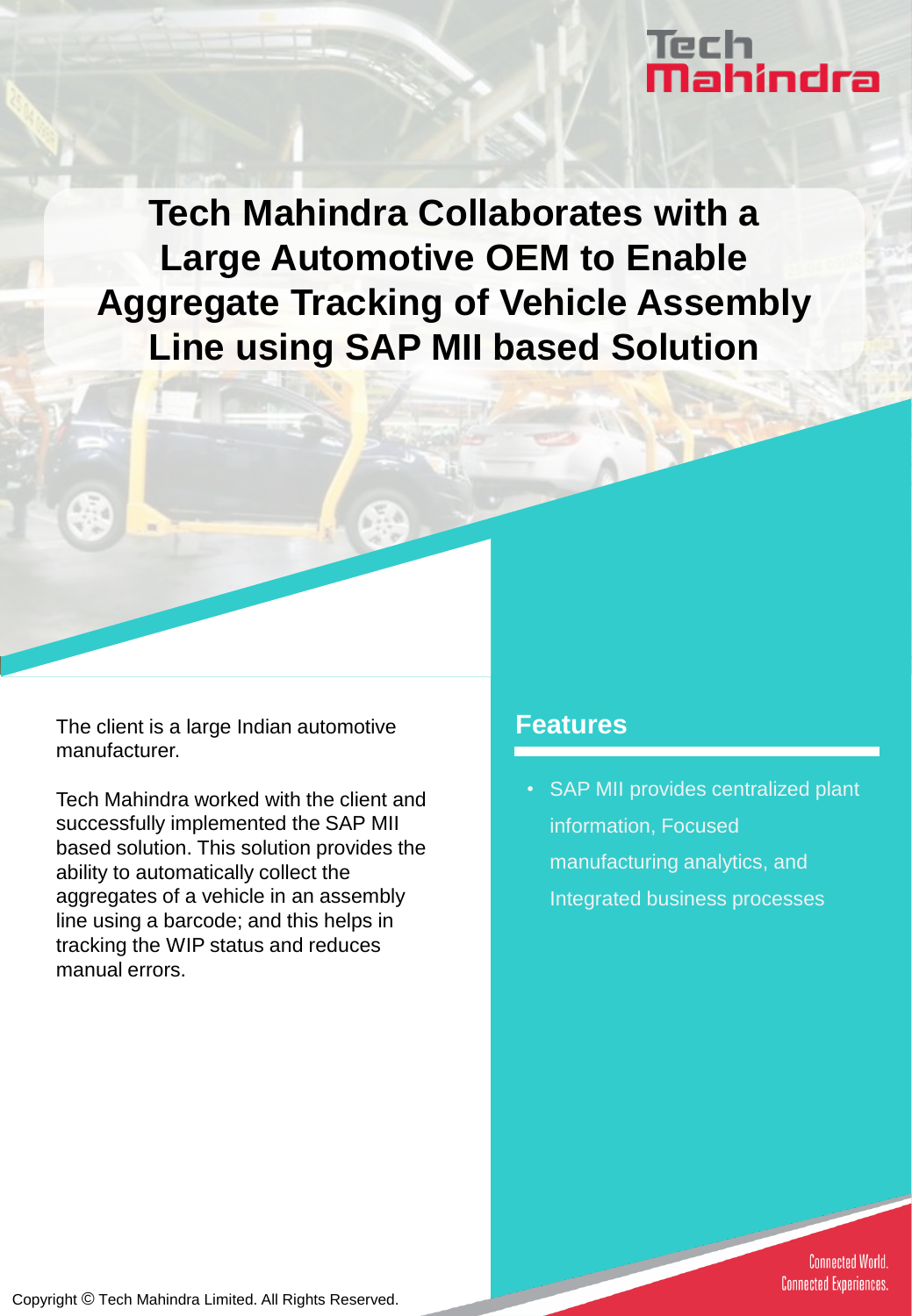# Tech Mahindra Collaborates with a Large Automotive OEM to Enable Aggregate Tracking of Vehicle Assembly Line using SAP MII based Solution

The client is a large Indian automotive manufacturer.

Tech Mahindra worked with the client and successfully implemented the SAP MII based solution. This solution provides the ability to automatically collect the aggregates of a vehicle in an assembly line using a barcode; and this helps in tracking the WIP status and reduces manual errors.

## Features

- SAP MII provides centralized plant information, Focused manufacturing analytics, and Integrated business processes

Connected World. Connected Experiences.

Copyright © Tech Mahindra Limited. All Rights Reserved.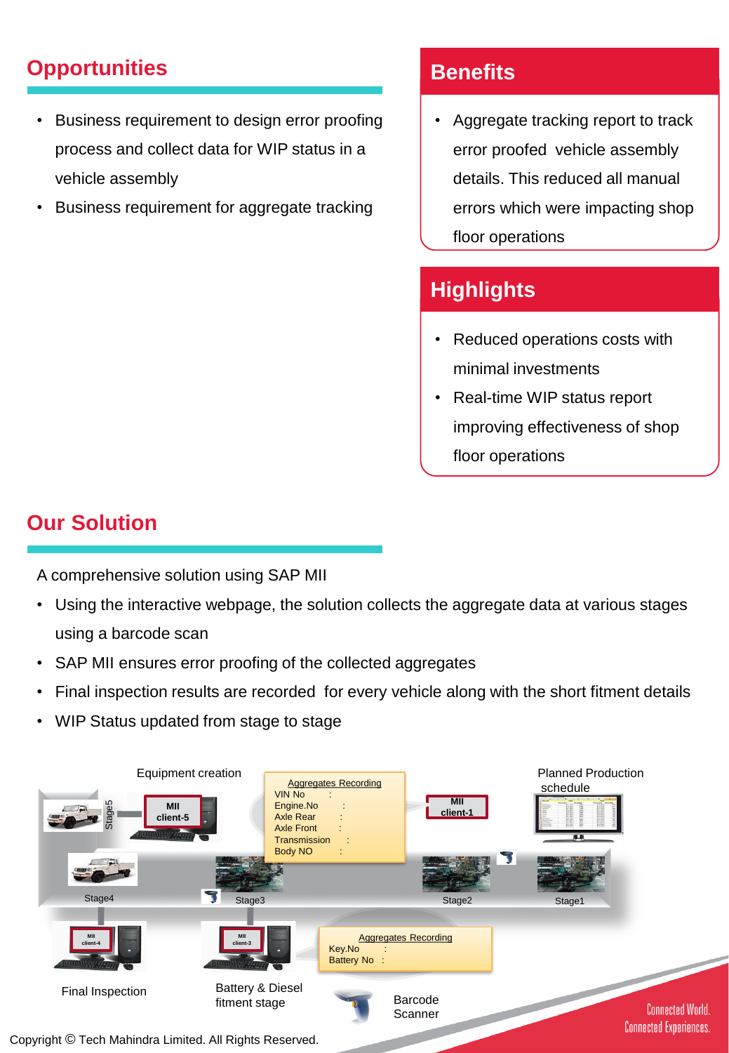## Opportunities

- Business requirement to design error proofing process and collect data for WIP status in a vehicle assembly
- Business requirement for aggregate tracking

## Benefits

- Aggregate tracking report to track error proofed vehicle assembly details. This reduced all manual errors which were impacting shop floor operations

## Highlights

- Reduced operations costs with minimal investments
- Real-time WIP status report improving effectiveness of shop floor operations

## Our Solution

A comprehensive solution using SAP MII

- Using the interactive webpage, the solution collects the aggregate data at various stages using a barcode scan
- SAP MII ensures error proofing of the collected aggregates
- Final inspection results are recorded for every vehicle along with the short fitment details
- WIP Status updated from stage to stage

Equipment creation

Aggregates Recording
VIN No :
Engine.No :
Axle Rear :
Axle Front :
Transmission :
Body NO :

Planned Production schedule

MII client-5

MII client-1

Stage5

Stage4

Stage3

Stage2

Stage1

MII client-4

MII client-3

Aggregates Recording
Key.No :
Battery No :

Final Inspection

Battery & Diesel fitment stage

Barcode Scanner

Copyright © Tech Mahindra Limited. All Rights Reserved.

Connected World. Connected Experiences.